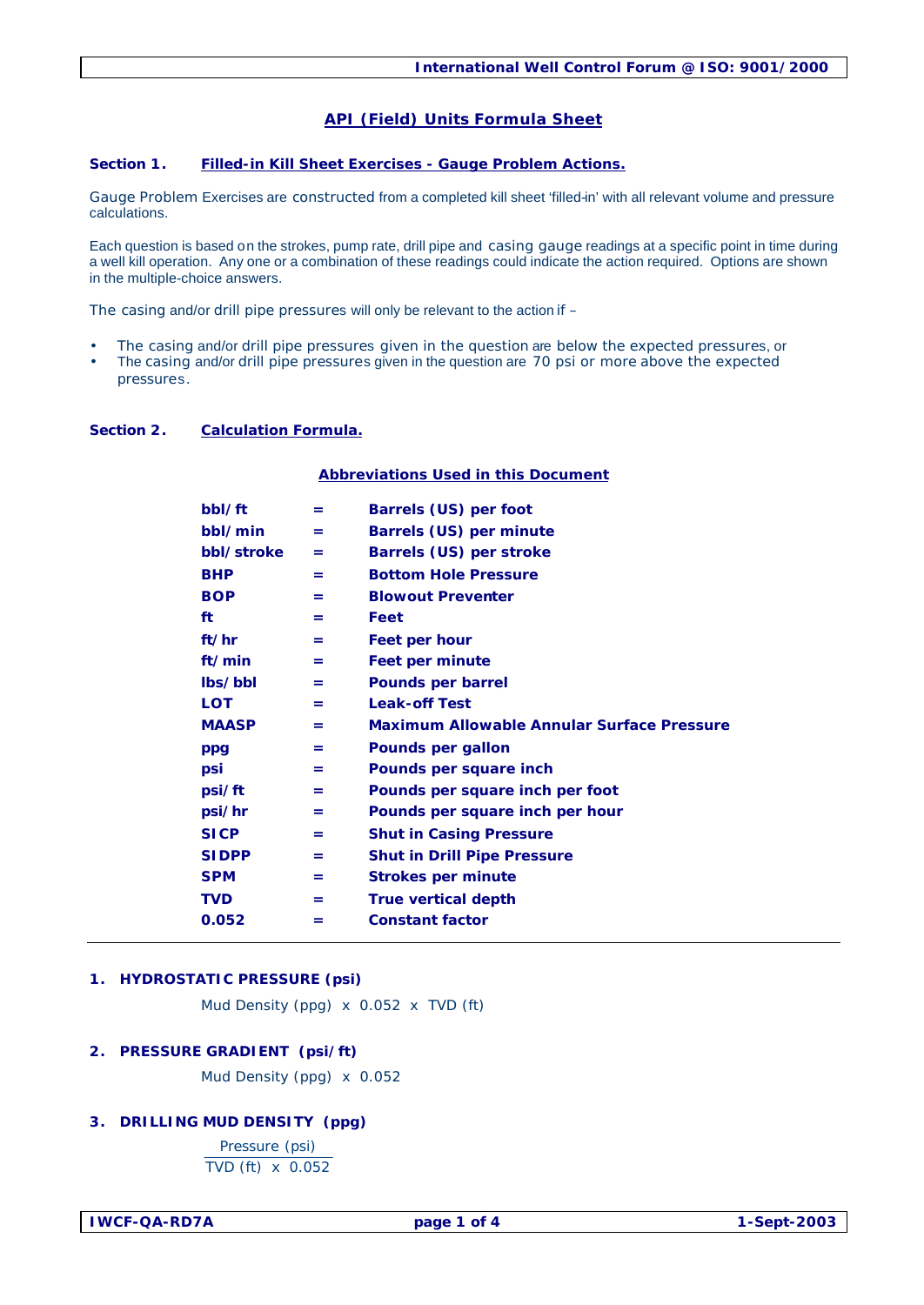# API (Field) Units Formula Sheet

## Section 1. Filled-in Kill Sheet Exercises - Gauge Problem Actions.

Gauge Problem Exercises are constructed from a completed kill sheet 'filled-in' with all relevant volume and pressure calculations.

Each question is based on the strokes, pump rate, drill pipe and casing gauge readings at a specific point in time during a well kill operation. Any one or a combination of these readings could indicate the action required. Options are shown in the multiple-choice answers.

The casing and/or drill pipe pressures will only be relevant to the action if –

- The casing and/or drill pipe pressures given in the question are below the expected pressures, or
- The casing and/or drill pipe pressures given in the question are 70 psi or more above the expected pressures.

## Section 2. Calculation Formula.

### Abbreviations Used in this Document

| | | |
|---|---|---|
| **bbl/ft** | **=** | **Barrels (US) per foot** |
| **bbl/min** | **=** | **Barrels (US) per minute** |
| **bbl/stroke** | **=** | **Barrels (US) per stroke** |
| **BHP** | **=** | **Bottom Hole Pressure** |
| **BOP** | **=** | **Blowout Preventer** |
| **ft** | **=** | **Feet** |
| **ft/hr** | **=** | **Feet per hour** |
| **ft/min** | **=** | **Feet per minute** |
| **lbs/bbl** | **=** | **Pounds per barrel** |
| **LOT** | **=** | **Leak-off Test** |
| **MAASP** | **=** | **Maximum Allowable Annular Surface Pressure** |
| **ppg** | **=** | **Pounds per gallon** |
| **psi** | **=** | **Pounds per square inch** |
| **psi/ft** | **=** | **Pounds per square inch per foot** |
| **psi/hr** | **=** | **Pounds per square inch per hour** |
| **SICP** | **=** | **Shut in Casing Pressure** |
| **SIDPP** | **=** | **Shut in Drill Pipe Pressure** |
| **SPM** | **=** | **Strokes per minute** |
| **TVD** | **=** | **True vertical depth** |
| **0.052** | **=** | **Constant factor** |

---

### 1. HYDROSTATIC PRESSURE (psi)

$$\text{Mud Density (ppg)} \times 0.052 \times \text{TVD (ft)}$$

### 2. PRESSURE GRADIENT (psi/ft)

$$\text{Mud Density (ppg)} \times 0.052$$

### 3. DRILLING MUD DENSITY (ppg)

$$\frac{\text{Pressure (psi)}}{\text{TVD (ft)} \times 0.052}$$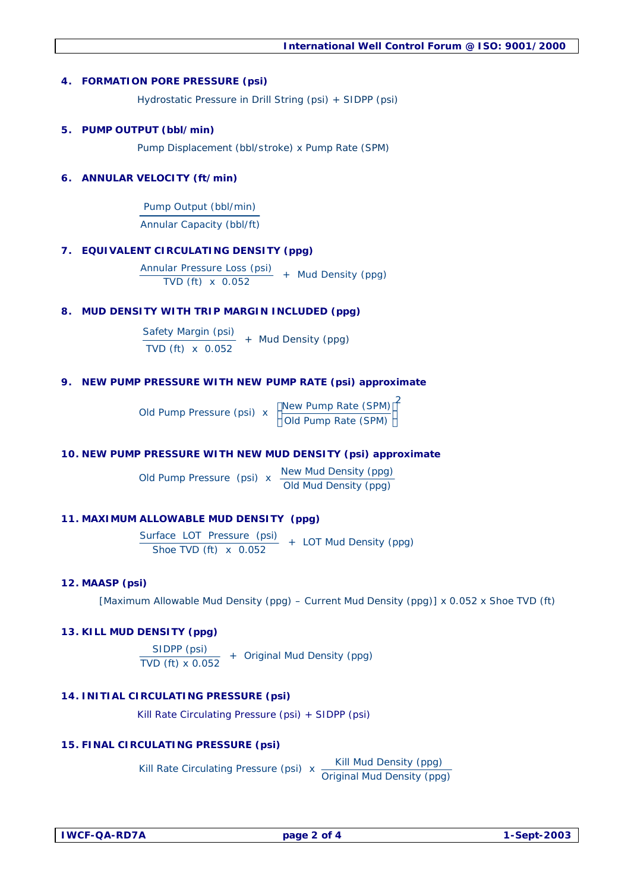**4. FORMATION PORE PRESSURE (psi)**

Hydrostatic Pressure in Drill String (psi) + SIDPP (psi)

**5. PUMP OUTPUT (bbl/min)**

Pump Displacement (bbl/stroke) x Pump Rate (SPM)

**6. ANNULAR VELOCITY (ft/min)**

$$\frac{\text{Pump Output (bbl/min)}}{\text{Annular Capacity (bbl/ft)}}$$

**7. EQUIVALENT CIRCULATING DENSITY (ppg)**

$$\frac{\text{Annular Pressure Loss (psi)}}{\text{TVD (ft)} \times 0.052} + \text{Mud Density (ppg)}$$

**8. MUD DENSITY WITH TRIP MARGIN INCLUDED (ppg)**

$$\frac{\text{Safety Margin (psi)}}{\text{TVD (ft)} \times 0.052} + \text{Mud Density (ppg)}$$

**9. NEW PUMP PRESSURE WITH NEW PUMP RATE (psi) approximate**

$$\text{Old Pump Pressure (psi)} \times \left(\frac{\text{New Pump Rate (SPM)}}{\text{Old Pump Rate (SPM)}}\right)^2$$

**10. NEW PUMP PRESSURE WITH NEW MUD DENSITY (psi) approximate**

$$\text{Old Pump Pressure (psi)} \times \frac{\text{New Mud Density (ppg)}}{\text{Old Mud Density (ppg)}}$$

**11. MAXIMUM ALLOWABLE MUD DENSITY (ppg)**

$$\frac{\text{Surface LOT Pressure (psi)}}{\text{Shoe TVD (ft)} \times 0.052} + \text{LOT Mud Density (ppg)}$$

**12. MAASP (psi)**

[Maximum Allowable Mud Density (ppg) – Current Mud Density (ppg)] x 0.052 x Shoe TVD (ft)

**13. KILL MUD DENSITY (ppg)**

$$\frac{\text{SIDPP (psi)}}{\text{TVD (ft)} \times 0.052} + \text{Original Mud Density (ppg)}$$

**14. INITIAL CIRCULATING PRESSURE (psi)**

Kill Rate Circulating Pressure (psi) + SIDPP (psi)

**15. FINAL CIRCULATING PRESSURE (psi)**

$$\text{Kill Rate Circulating Pressure (psi)} \times \frac{\text{Kill Mud Density (ppg)}}{\text{Original Mud Density (ppg)}}$$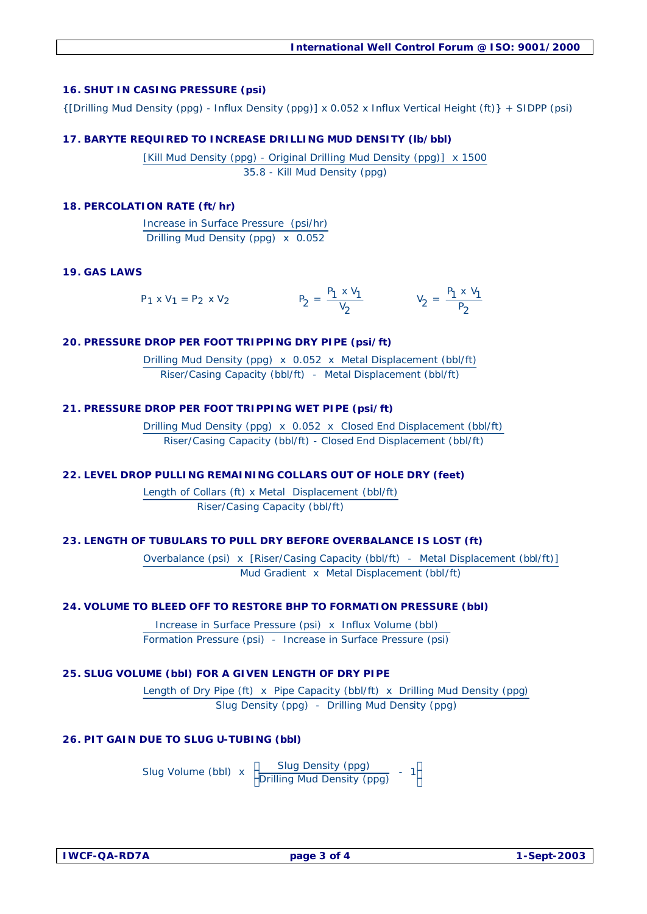### 16. SHUT IN CASING PRESSURE (psi)

{[Drilling Mud Density (ppg) - Influx Density (ppg)] x 0.052 x Influx Vertical Height (ft)} + SIDPP (psi)

### 17. BARYTE REQUIRED TO INCREASE DRILLING MUD DENSITY (lb/bbl)

$$\frac{[\text{Kill Mud Density (ppg)} - \text{Original Drilling Mud Density (ppg)}] \times 1500}{35.8 - \text{Kill Mud Density (ppg)}}$$

### 18. PERCOLATION RATE (ft/hr)

$$\frac{\text{Increase in Surface Pressure (psi/hr)}}{\text{Drilling Mud Density (ppg)} \times 0.052}$$

### 19. GAS LAWS

$$P_1 \times V_1 = P_2 \times V_2 \qquad P_2 = \frac{P_1 \times V_1}{V_2} \qquad V_2 = \frac{P_1 \times V_1}{P_2}$$

### 20. PRESSURE DROP PER FOOT TRIPPING DRY PIPE (psi/ft)

$$\frac{\text{Drilling Mud Density (ppg)} \times 0.052 \times \text{Metal Displacement (bbl/ft)}}{\text{Riser/Casing Capacity (bbl/ft)} - \text{Metal Displacement (bbl/ft)}}$$

### 21. PRESSURE DROP PER FOOT TRIPPING WET PIPE (psi/ft)

$$\frac{\text{Drilling Mud Density (ppg)} \times 0.052 \times \text{Closed End Displacement (bbl/ft)}}{\text{Riser/Casing Capacity (bbl/ft)} - \text{Closed End Displacement (bbl/ft)}}$$

### 22. LEVEL DROP PULLING REMAINING COLLARS OUT OF HOLE DRY (feet)

$$\frac{\text{Length of Collars (ft)} \times \text{Metal Displacement (bbl/ft)}}{\text{Riser/Casing Capacity (bbl/ft)}}$$

### 23. LENGTH OF TUBULARS TO PULL DRY BEFORE OVERBALANCE IS LOST (ft)

$$\frac{\text{Overbalance (psi)} \times [\text{Riser/Casing Capacity (bbl/ft)} - \text{Metal Displacement (bbl/ft)}]}{\text{Mud Gradient} \times \text{Metal Displacement (bbl/ft)}}$$

### 24. VOLUME TO BLEED OFF TO RESTORE BHP TO FORMATION PRESSURE (bbl)

$$\frac{\text{Increase in Surface Pressure (psi)} \times \text{Influx Volume (bbl)}}{\text{Formation Pressure (psi)} - \text{Increase in Surface Pressure (psi)}}$$

### 25. SLUG VOLUME (bbl) FOR A GIVEN LENGTH OF DRY PIPE

$$\frac{\text{Length of Dry Pipe (ft)} \times \text{Pipe Capacity (bbl/ft)} \times \text{Drilling Mud Density (ppg)}}{\text{Slug Density (ppg)} - \text{Drilling Mud Density (ppg)}}$$

### 26. PIT GAIN DUE TO SLUG U-TUBING (bbl)

$$\text{Slug Volume (bbl)} \times \left(\frac{\text{Slug Density (ppg)}}{\text{Drilling Mud Density (ppg)}} - 1\right)$$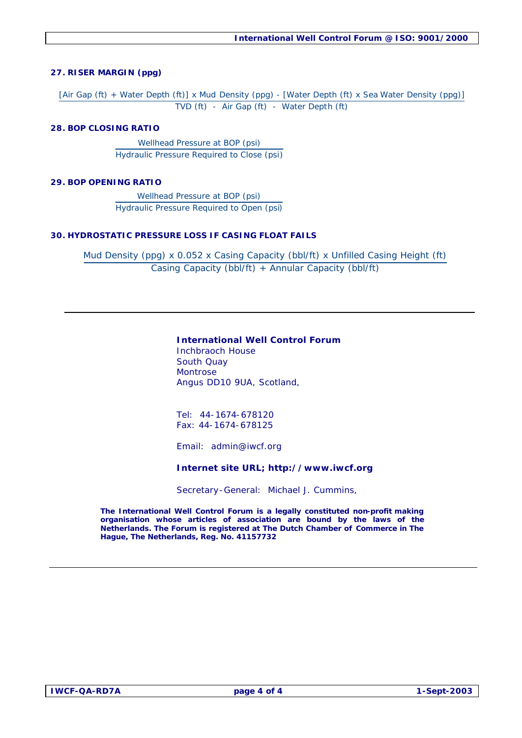### 27. RISER MARGIN (ppg)

$$\frac{[\text{Air Gap (ft)} + \text{Water Depth (ft)}] \times \text{Mud Density (ppg)} - [\text{Water Depth (ft)} \times \text{Sea Water Density (ppg)}]}{\text{TVD (ft)} - \text{Air Gap (ft)} - \text{Water Depth (ft)}}$$

### 28. BOP CLOSING RATIO

$$\frac{\text{Wellhead Pressure at BOP (psi)}}{\text{Hydraulic Pressure Required to Close (psi)}}$$

### 29. BOP OPENING RATIO

$$\frac{\text{Wellhead Pressure at BOP (psi)}}{\text{Hydraulic Pressure Required to Open (psi)}}$$

### 30. HYDROSTATIC PRESSURE LOSS IF CASING FLOAT FAILS

$$\frac{\text{Mud Density (ppg)} \times 0.052 \times \text{Casing Capacity (bbl/ft)} \times \text{Unfilled Casing Height (ft)}}{\text{Casing Capacity (bbl/ft)} + \text{Annular Capacity (bbl/ft)}}$$

---

**International Well Control Forum**
Inchbraoch House
South Quay
Montrose
Angus DD10 9UA, Scotland,

Tel: 44-1674-678120
Fax: 44-1674-678125

Email: admin@iwcf.org

**Internet site URL; http://www.iwcf.org**

Secretary-General: Michael J. Cummins,

**The International Well Control Forum is a legally constituted non-profit making organisation whose articles of association are bound by the laws of the Netherlands. The Forum is registered at The Dutch Chamber of Commerce in The Hague, The Netherlands, Reg. No. 41157732**

---